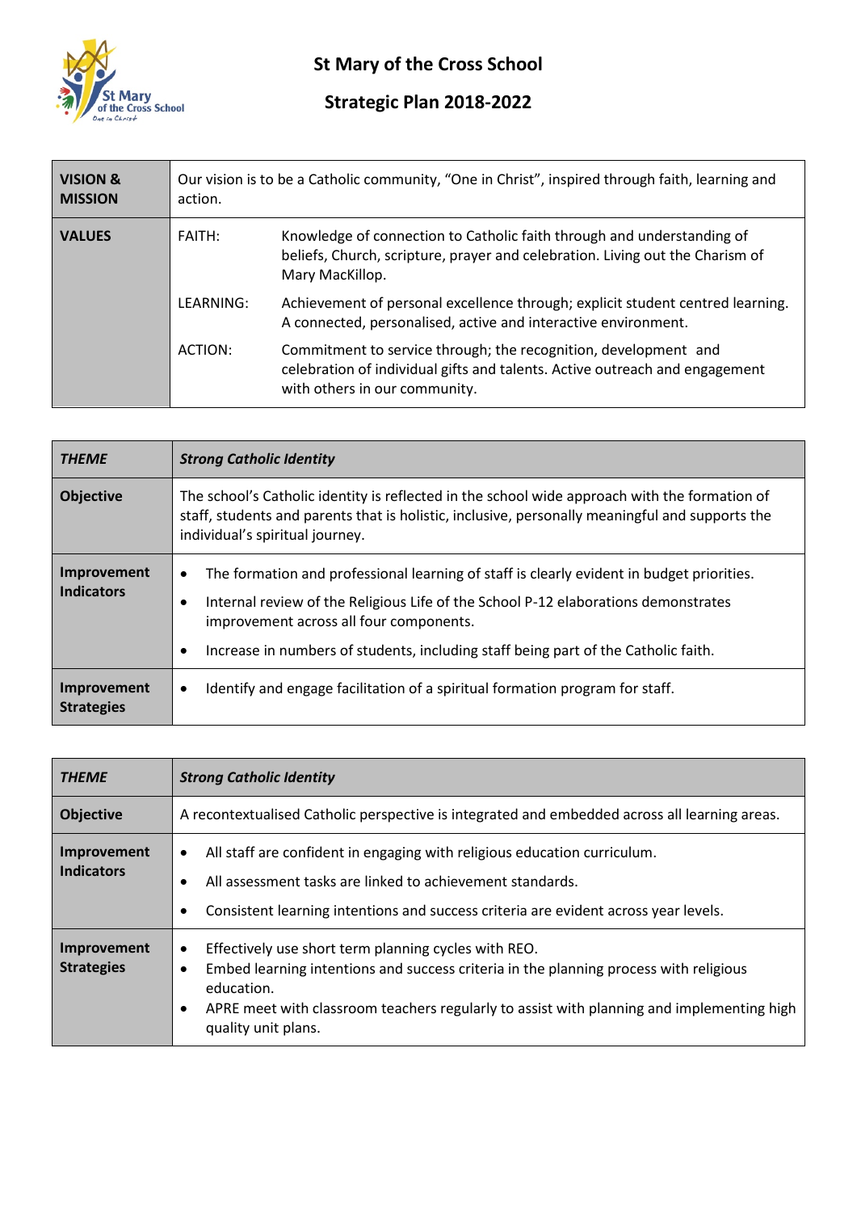# St Mary of the Cross School

## Strategic Plan 2018-2022

| **VISION & MISSION** | Our vision is to be a Catholic community, "One in Christ", inspired through faith, learning and action. | |
|---|---|---|
| **VALUES** | FAITH: | Knowledge of connection to Catholic faith through and understanding of beliefs, Church, scripture, prayer and celebration. Living out the Charism of Mary MacKillop. |
| | LEARNING: | Achievement of personal excellence through; explicit student centred learning. A connected, personalised, active and interactive environment. |
| | ACTION: | Commitment to service through; the recognition, development and celebration of individual gifts and talents. Active outreach and engagement with others in our community. |

| ***THEME*** | ***Strong Catholic Identity*** |
|---|---|
| **Objective** | The school's Catholic identity is reflected in the school wide approach with the formation of staff, students and parents that is holistic, inclusive, personally meaningful and supports the individual's spiritual journey. |
| **Improvement Indicators** | • The formation and professional learning of staff is clearly evident in budget priorities.<br>• Internal review of the Religious Life of the School P-12 elaborations demonstrates improvement across all four components.<br>• Increase in numbers of students, including staff being part of the Catholic faith. |
| **Improvement Strategies** | • Identify and engage facilitation of a spiritual formation program for staff. |

| ***THEME*** | ***Strong Catholic Identity*** |
|---|---|
| **Objective** | A recontextualised Catholic perspective is integrated and embedded across all learning areas. |
| **Improvement Indicators** | • All staff are confident in engaging with religious education curriculum.<br>• All assessment tasks are linked to achievement standards.<br>• Consistent learning intentions and success criteria are evident across year levels. |
| **Improvement Strategies** | • Effectively use short term planning cycles with REO.<br>• Embed learning intentions and success criteria in the planning process with religious education.<br>• APRE meet with classroom teachers regularly to assist with planning and implementing high quality unit plans. |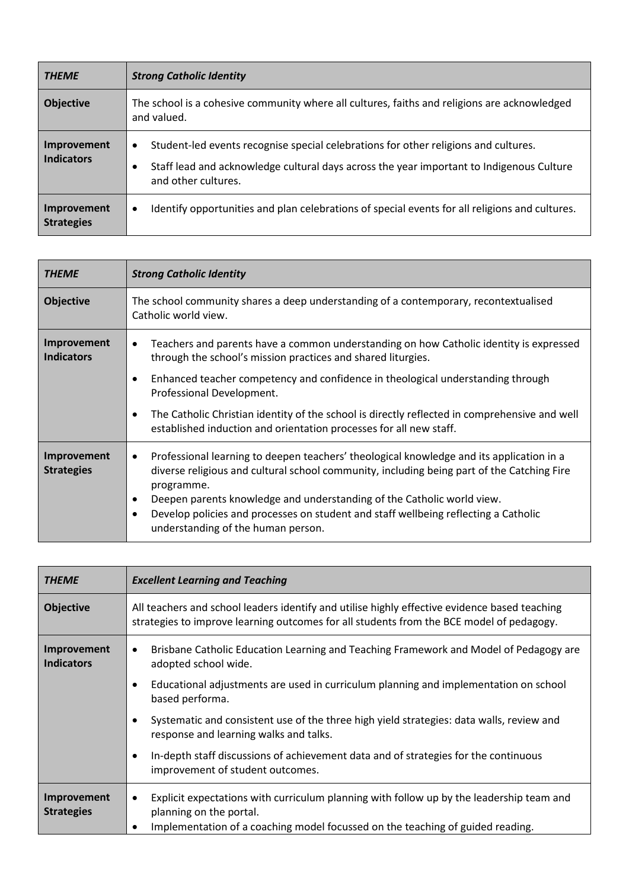| *THEME* | *Strong Catholic Identity* |
|---|---|
| **Objective** | The school is a cohesive community where all cultures, faiths and religions are acknowledged and valued. |
| **Improvement Indicators** | • Student-led events recognise special celebrations for other religions and cultures.<br>• Staff lead and acknowledge cultural days across the year important to Indigenous Culture and other cultures. |
| **Improvement Strategies** | • Identify opportunities and plan celebrations of special events for all religions and cultures. |

| *THEME* | *Strong Catholic Identity* |
|---|---|
| **Objective** | The school community shares a deep understanding of a contemporary, recontextualised Catholic world view. |
| **Improvement Indicators** | • Teachers and parents have a common understanding on how Catholic identity is expressed through the school's mission practices and shared liturgies.<br>• Enhanced teacher competency and confidence in theological understanding through Professional Development.<br>• The Catholic Christian identity of the school is directly reflected in comprehensive and well established induction and orientation processes for all new staff. |
| **Improvement Strategies** | • Professional learning to deepen teachers' theological knowledge and its application in a diverse religious and cultural school community, including being part of the Catching Fire programme.<br>• Deepen parents knowledge and understanding of the Catholic world view.<br>• Develop policies and processes on student and staff wellbeing reflecting a Catholic understanding of the human person. |

| *THEME* | *Excellent Learning and Teaching* |
|---|---|
| **Objective** | All teachers and school leaders identify and utilise highly effective evidence based teaching strategies to improve learning outcomes for all students from the BCE model of pedagogy. |
| **Improvement Indicators** | • Brisbane Catholic Education Learning and Teaching Framework and Model of Pedagogy are adopted school wide.<br>• Educational adjustments are used in curriculum planning and implementation on school based performa.<br>• Systematic and consistent use of the three high yield strategies: data walls, review and response and learning walks and talks.<br>• In-depth staff discussions of achievement data and of strategies for the continuous improvement of student outcomes. |
| **Improvement Strategies** | • Explicit expectations with curriculum planning with follow up by the leadership team and planning on the portal.<br>• Implementation of a coaching model focussed on the teaching of guided reading. |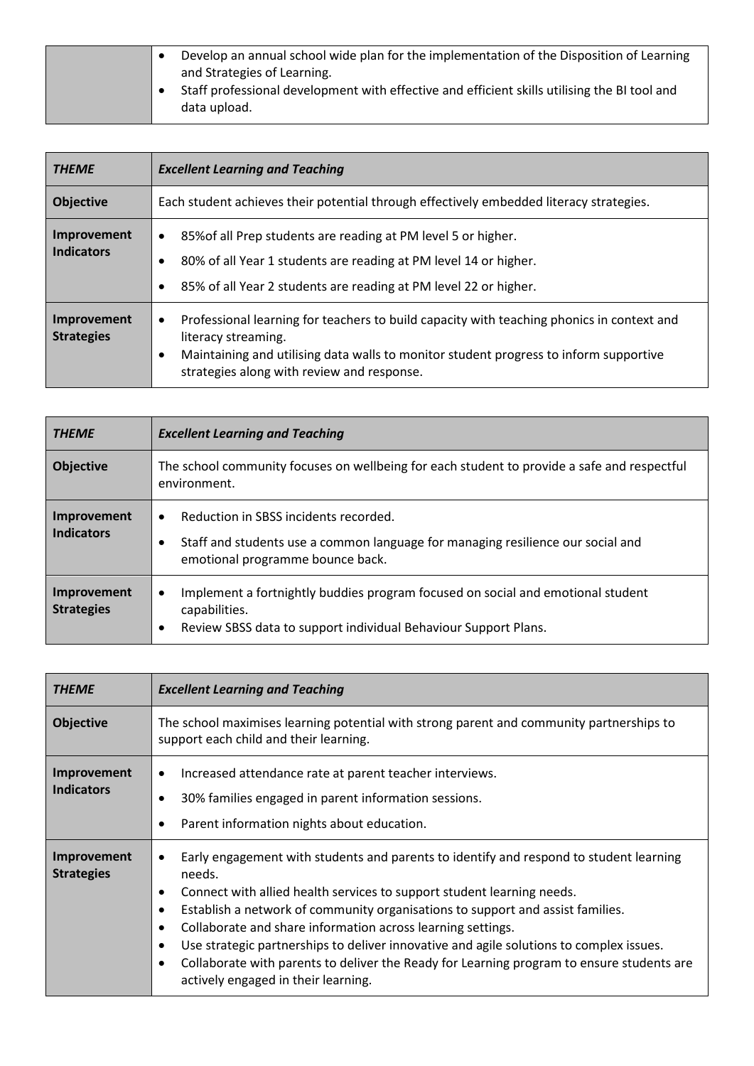| | |
|---|---|
| | • Develop an annual school wide plan for the implementation of the Disposition of Learning and Strategies of Learning.<br>• Staff professional development with effective and efficient skills utilising the BI tool and data upload. |

| ***THEME*** | ***Excellent Learning and Teaching*** |
|---|---|
| **Objective** | Each student achieves their potential through effectively embedded literacy strategies. |
| **Improvement Indicators** | • 85%of all Prep students are reading at PM level 5 or higher.<br>• 80% of all Year 1 students are reading at PM level 14 or higher.<br>• 85% of all Year 2 students are reading at PM level 22 or higher. |
| **Improvement Strategies** | • Professional learning for teachers to build capacity with teaching phonics in context and literacy streaming.<br>• Maintaining and utilising data walls to monitor student progress to inform supportive strategies along with review and response. |

| ***THEME*** | ***Excellent Learning and Teaching*** |
|---|---|
| **Objective** | The school community focuses on wellbeing for each student to provide a safe and respectful environment. |
| **Improvement Indicators** | • Reduction in SBSS incidents recorded.<br>• Staff and students use a common language for managing resilience our social and emotional programme bounce back. |
| **Improvement Strategies** | • Implement a fortnightly buddies program focused on social and emotional student capabilities.<br>• Review SBSS data to support individual Behaviour Support Plans. |

| ***THEME*** | ***Excellent Learning and Teaching*** |
|---|---|
| **Objective** | The school maximises learning potential with strong parent and community partnerships to support each child and their learning. |
| **Improvement Indicators** | • Increased attendance rate at parent teacher interviews.<br>• 30% families engaged in parent information sessions.<br>• Parent information nights about education. |
| **Improvement Strategies** | • Early engagement with students and parents to identify and respond to student learning needs.<br>• Connect with allied health services to support student learning needs.<br>• Establish a network of community organisations to support and assist families.<br>• Collaborate and share information across learning settings.<br>• Use strategic partnerships to deliver innovative and agile solutions to complex issues.<br>• Collaborate with parents to deliver the Ready for Learning program to ensure students are actively engaged in their learning. |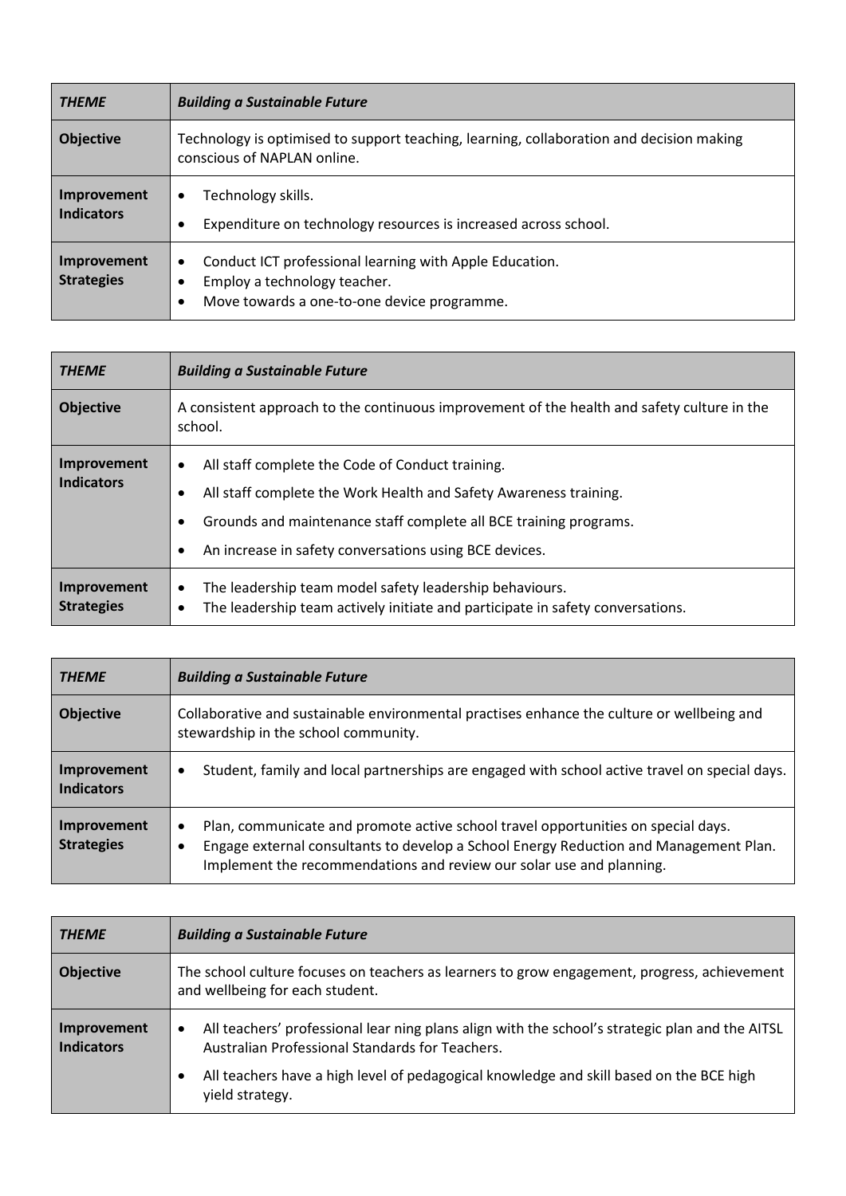| *THEME* | *Building a Sustainable Future* |
|---|---|
| **Objective** | Technology is optimised to support teaching, learning, collaboration and decision making conscious of NAPLAN online. |
| **Improvement Indicators** | • Technology skills.<br>• Expenditure on technology resources is increased across school. |
| **Improvement Strategies** | • Conduct ICT professional learning with Apple Education.<br>• Employ a technology teacher.<br>• Move towards a one-to-one device programme. |

| *THEME* | *Building a Sustainable Future* |
|---|---|
| **Objective** | A consistent approach to the continuous improvement of the health and safety culture in the school. |
| **Improvement Indicators** | • All staff complete the Code of Conduct training.<br>• All staff complete the Work Health and Safety Awareness training.<br>• Grounds and maintenance staff complete all BCE training programs.<br>• An increase in safety conversations using BCE devices. |
| **Improvement Strategies** | • The leadership team model safety leadership behaviours.<br>• The leadership team actively initiate and participate in safety conversations. |

| *THEME* | *Building a Sustainable Future* |
|---|---|
| **Objective** | Collaborative and sustainable environmental practises enhance the culture or wellbeing and stewardship in the school community. |
| **Improvement Indicators** | • Student, family and local partnerships are engaged with school active travel on special days. |
| **Improvement Strategies** | • Plan, communicate and promote active school travel opportunities on special days.<br>• Engage external consultants to develop a School Energy Reduction and Management Plan. Implement the recommendations and review our solar use and planning. |

| *THEME* | *Building a Sustainable Future* |
|---|---|
| **Objective** | The school culture focuses on teachers as learners to grow engagement, progress, achievement and wellbeing for each student. |
| **Improvement Indicators** | • All teachers' professional lear ning plans align with the school's strategic plan and the AITSL Australian Professional Standards for Teachers.<br>• All teachers have a high level of pedagogical knowledge and skill based on the BCE high yield strategy. |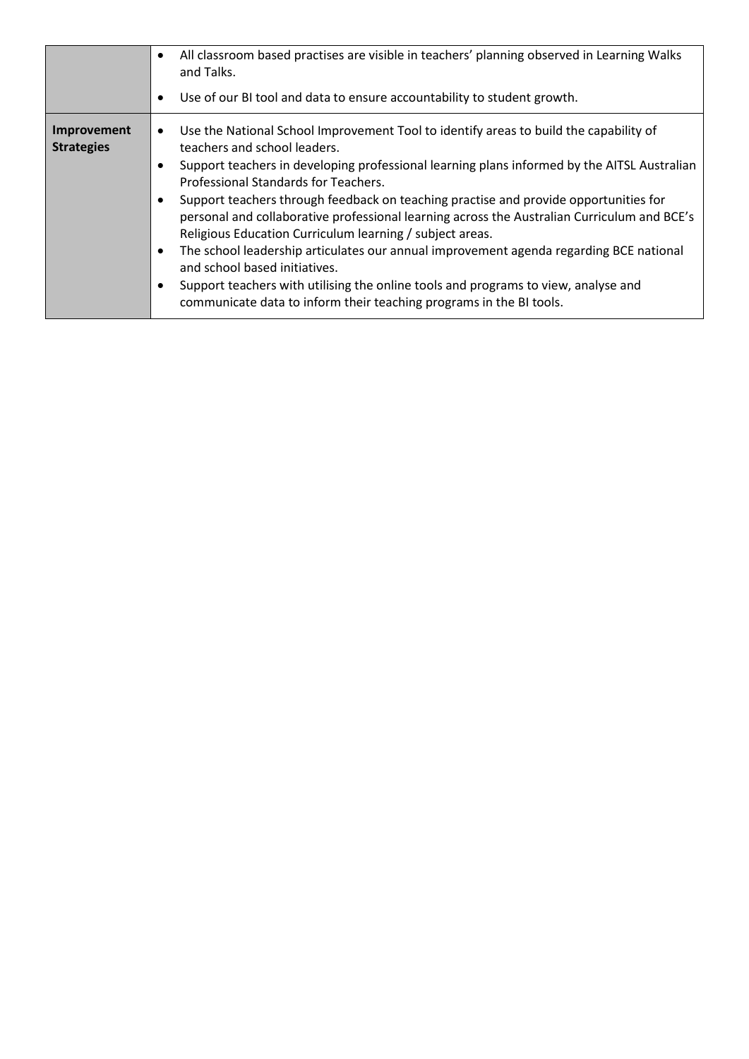| | |
|---|---|
| | • All classroom based practises are visible in teachers' planning observed in Learning Walks and Talks.<br>• Use of our BI tool and data to ensure accountability to student growth. |
| **Improvement Strategies** | • Use the National School Improvement Tool to identify areas to build the capability of teachers and school leaders.<br>• Support teachers in developing professional learning plans informed by the AITSL Australian Professional Standards for Teachers.<br>• Support teachers through feedback on teaching practise and provide opportunities for personal and collaborative professional learning across the Australian Curriculum and BCE's Religious Education Curriculum learning / subject areas.<br>• The school leadership articulates our annual improvement agenda regarding BCE national and school based initiatives.<br>• Support teachers with utilising the online tools and programs to view, analyse and communicate data to inform their teaching programs in the BI tools. |